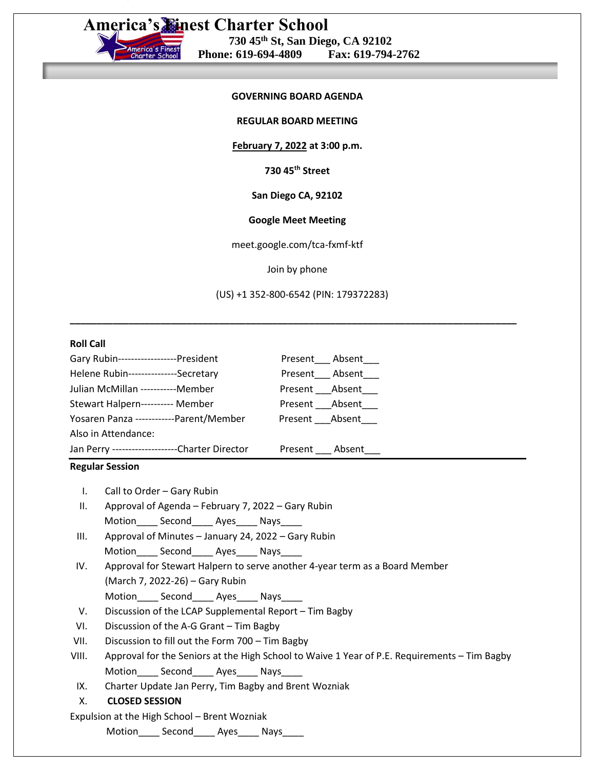# America's Finest Charter School

**730 45th St, San Diego, CA 92102**
**Phone: 619-694-4809 Fax: 619-794-2762**

**GOVERNING BOARD AGENDA**

**REGULAR BOARD MEETING**

**February 7, 2022 at 3:00 p.m.**

**730 45th Street**

**San Diego CA, 92102**

**Google Meet Meeting**

meet.google.com/tca-fxmf-ktf

Join by phone

(US) +1 352-800-6542 (PIN: 179372283)

---

**Roll Call**

| | |
|---|---|
| Gary Rubin------------------President | Present___ Absent___ |
| Helene Rubin---------------Secretary | Present___ Absent___ |
| Julian McMillan -----------Member | Present ___Absent___ |
| Stewart Halpern---------- Member | Present ___Absent___ |
| Yosaren Panza ------------Parent/Member | Present ___Absent___ |
| Also in Attendance: | |
| Jan Perry --------------------Charter Director | Present ___ Absent___ |

**Regular Session**

I. Call to Order – Gary Rubin

II. Approval of Agenda – February 7, 2022 – Gary Rubin
Motion____ Second____ Ayes____ Nays____

III. Approval of Minutes – January 24, 2022 – Gary Rubin
Motion____ Second____ Ayes____ Nays____

IV. Approval for Stewart Halpern to serve another 4-year term as a Board Member (March 7, 2022-26) – Gary Rubin
Motion____ Second____ Ayes____ Nays____

V. Discussion of the LCAP Supplemental Report – Tim Bagby

VI. Discussion of the A-G Grant – Tim Bagby

VII. Discussion to fill out the Form 700 – Tim Bagby

VIII. Approval for the Seniors at the High School to Waive 1 Year of P.E. Requirements – Tim Bagby
Motion____ Second____ Ayes____ Nays____

IX. Charter Update Jan Perry, Tim Bagby and Brent Wozniak

X. **CLOSED SESSION**

Expulsion at the High School – Brent Wozniak
Motion____ Second____ Ayes____ Nays____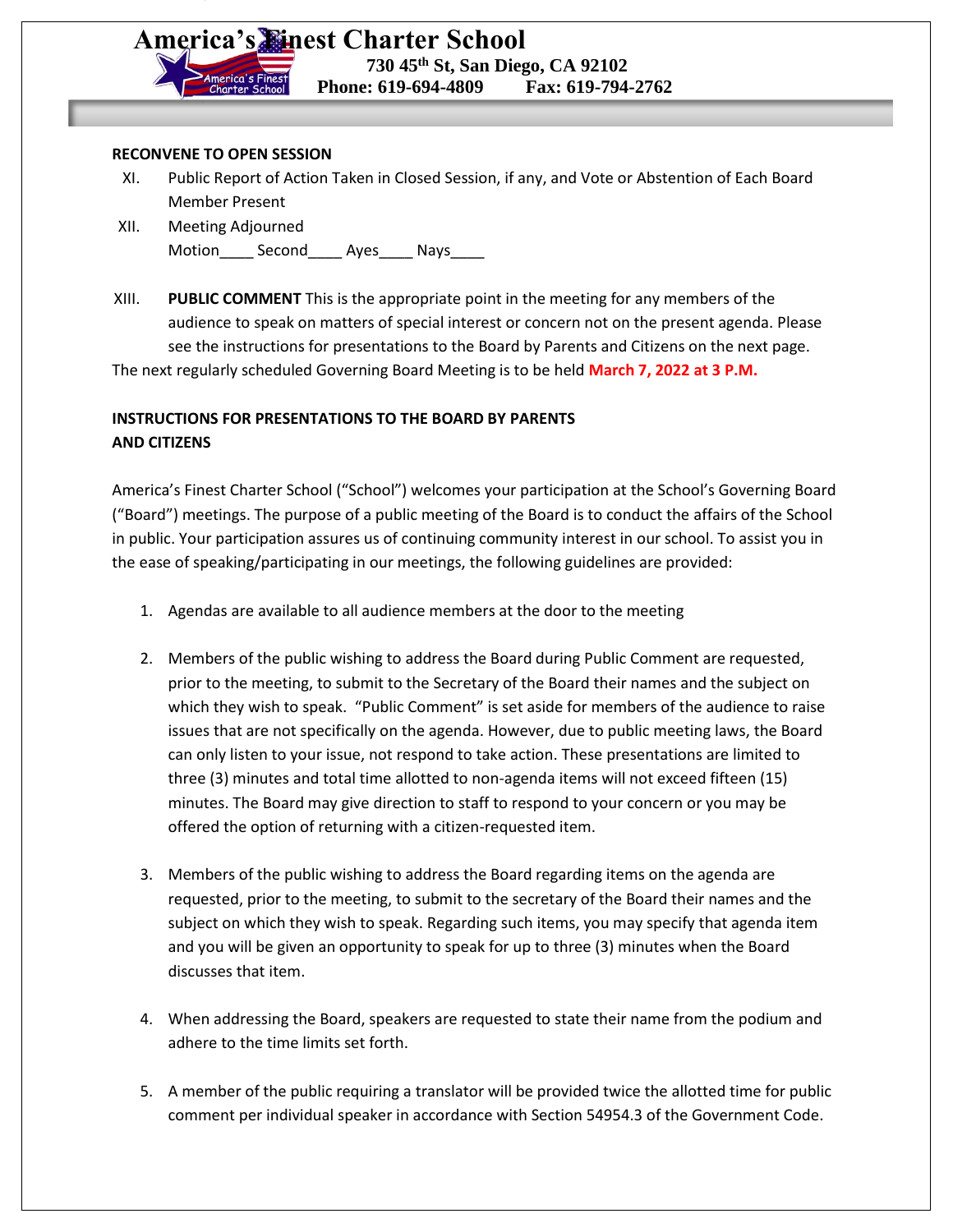**RECONVENE TO OPEN SESSION**

XI. Public Report of Action Taken in Closed Session, if any, and Vote or Abstention of Each Board Member Present

XII. Meeting Adjourned
Motion____ Second____ Ayes____ Nays____

XIII. **PUBLIC COMMENT** This is the appropriate point in the meeting for any members of the audience to speak on matters of special interest or concern not on the present agenda. Please see the instructions for presentations to the Board by Parents and Citizens on the next page.

The next regularly scheduled Governing Board Meeting is to be held **March 7, 2022 at 3 P.M.**

**INSTRUCTIONS FOR PRESENTATIONS TO THE BOARD BY PARENTS AND CITIZENS**

America's Finest Charter School ("School") welcomes your participation at the School's Governing Board ("Board") meetings. The purpose of a public meeting of the Board is to conduct the affairs of the School in public. Your participation assures us of continuing community interest in our school. To assist you in the ease of speaking/participating in our meetings, the following guidelines are provided:

1. Agendas are available to all audience members at the door to the meeting

2. Members of the public wishing to address the Board during Public Comment are requested, prior to the meeting, to submit to the Secretary of the Board their names and the subject on which they wish to speak. "Public Comment" is set aside for members of the audience to raise issues that are not specifically on the agenda. However, due to public meeting laws, the Board can only listen to your issue, not respond to take action. These presentations are limited to three (3) minutes and total time allotted to non-agenda items will not exceed fifteen (15) minutes. The Board may give direction to staff to respond to your concern or you may be offered the option of returning with a citizen-requested item.

3. Members of the public wishing to address the Board regarding items on the agenda are requested, prior to the meeting, to submit to the secretary of the Board their names and the subject on which they wish to speak. Regarding such items, you may specify that agenda item and you will be given an opportunity to speak for up to three (3) minutes when the Board discusses that item.

4. When addressing the Board, speakers are requested to state their name from the podium and adhere to the time limits set forth.

5. A member of the public requiring a translator will be provided twice the allotted time for public comment per individual speaker in accordance with Section 54954.3 of the Government Code.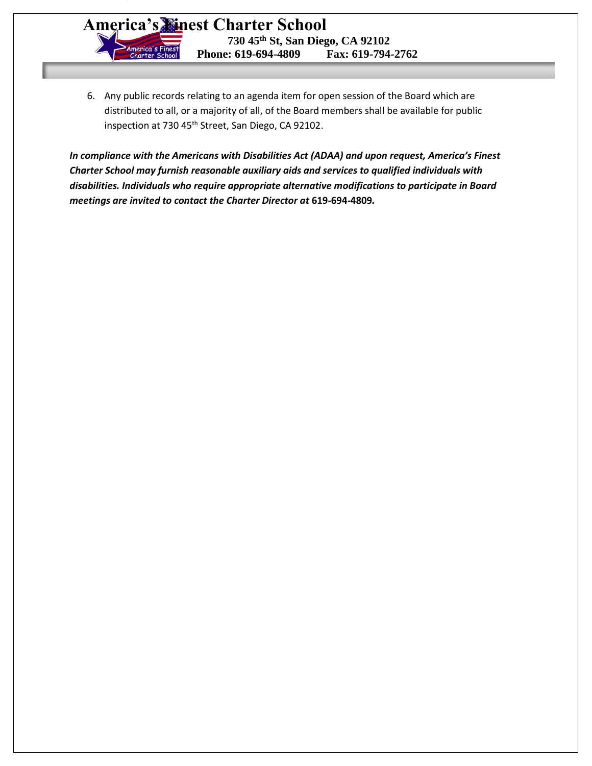6. Any public records relating to an agenda item for open session of the Board which are distributed to all, or a majority of all, of the Board members shall be available for public inspection at 730 45th Street, San Diego, CA 92102.

***In compliance with the Americans with Disabilities Act (ADAA) and upon request, America's Finest Charter School may furnish reasonable auxiliary aids and services to qualified individuals with disabilities. Individuals who require appropriate alternative modifications to participate in Board meetings are invited to contact the Charter Director at* 619-694-4809*.***